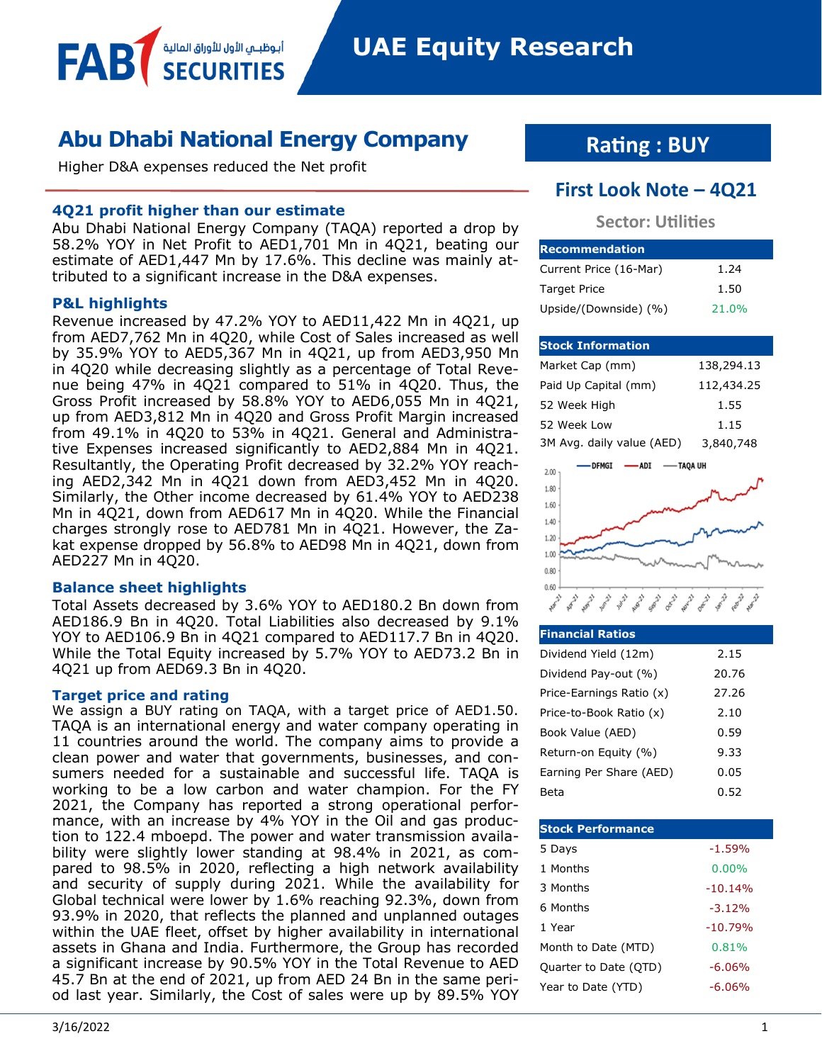FAB SECURITIES أبوظبي الأول للأوراق المالية

# UAE Equity Research

## Abu Dhabi National Energy Company

Higher D&A expenses reduced the Net profit

**Rating : BUY**

**First Look Note – 4Q21**

**Sector: Utilities**

### 4Q21 profit higher than our estimate

Abu Dhabi National Energy Company (TAQA) reported a drop by 58.2% YOY in Net Profit to AED1,701 Mn in 4Q21, beating our estimate of AED1,447 Mn by 17.6%. This decline was mainly attributed to a significant increase in the D&A expenses.

### P&L highlights

Revenue increased by 47.2% YOY to AED11,422 Mn in 4Q21, up from AED7,762 Mn in 4Q20, while Cost of Sales increased as well by 35.9% YOY to AED5,367 Mn in 4Q21, up from AED3,950 Mn in 4Q20 while decreasing slightly as a percentage of Total Revenue being 47% in 4Q21 compared to 51% in 4Q20. Thus, the Gross Profit increased by 58.8% YOY to AED6,055 Mn in 4Q21, up from AED3,812 Mn in 4Q20 and Gross Profit Margin increased from 49.1% in 4Q20 to 53% in 4Q21. General and Administrative Expenses increased significantly to AED2,884 Mn in 4Q21. Resultantly, the Operating Profit decreased by 32.2% YOY reaching AED2,342 Mn in 4Q21 down from AED3,452 Mn in 4Q20. Similarly, the Other income decreased by 61.4% YOY to AED238 Mn in 4Q21, down from AED617 Mn in 4Q20. While the Financial charges strongly rose to AED781 Mn in 4Q21. However, the Zakat expense dropped by 56.8% to AED98 Mn in 4Q21, down from AED227 Mn in 4Q20.

### Balance sheet highlights

Total Assets decreased by 3.6% YOY to AED180.2 Bn down from AED186.9 Bn in 4Q20. Total Liabilities also decreased by 9.1% YOY to AED106.9 Bn in 4Q21 compared to AED117.7 Bn in 4Q20. While the Total Equity increased by 5.7% YOY to AED73.2 Bn in 4Q21 up from AED69.3 Bn in 4Q20.

### Target price and rating

We assign a BUY rating on TAQA, with a target price of AED1.50. TAQA is an international energy and water company operating in 11 countries around the world. The company aims to provide a clean power and water that governments, businesses, and consumers needed for a sustainable and successful life. TAQA is working to be a low carbon and water champion. For the FY 2021, the Company has reported a strong operational performance, with an increase by 4% YOY in the Oil and gas production to 122.4 mboepd. The power and water transmission availability were slightly lower standing at 98.4% in 2021, as compared to 98.5% in 2020, reflecting a high network availability and security of supply during 2021. While the availability for Global technical were lower by 1.6% reaching 92.3%, down from 93.9% in 2020, that reflects the planned and unplanned outages within the UAE fleet, offset by higher availability in international assets in Ghana and India. Furthermore, the Group has recorded a significant increase by 90.5% YOY in the Total Revenue to AED 45.7 Bn at the end of 2021, up from AED 24 Bn in the same period last year. Similarly, the Cost of sales were up by 89.5% YOY

| Recommendation | |
|---|---|
| Current Price (16-Mar) | 1.24 |
| Target Price | 1.50 |
| Upside/(Downside) (%) | 21.0% |

| Stock Information | |
|---|---|
| Market Cap (mm) | 138,294.13 |
| Paid Up Capital (mm) | 112,434.25 |
| 52 Week High | 1.55 |
| 52 Week Low | 1.15 |
| 3M Avg. daily value (AED) | 3,840,748 |

| Financial Ratios | |
|---|---|
| Dividend Yield (12m) | 2.15 |
| Dividend Pay-out (%) | 20.76 |
| Price-Earnings Ratio (x) | 27.26 |
| Price-to-Book Ratio (x) | 2.10 |
| Book Value (AED) | 0.59 |
| Return-on Equity (%) | 9.33 |
| Earning Per Share (AED) | 0.05 |
| Beta | 0.52 |

| Stock Performance | |
|---|---|
| 5 Days | -1.59% |
| 1 Months | 0.00% |
| 3 Months | -10.14% |
| 6 Months | -3.12% |
| 1 Year | -10.79% |
| Month to Date (MTD) | 0.81% |
| Quarter to Date (QTD) | -6.06% |
| Year to Date (YTD) | -6.06% |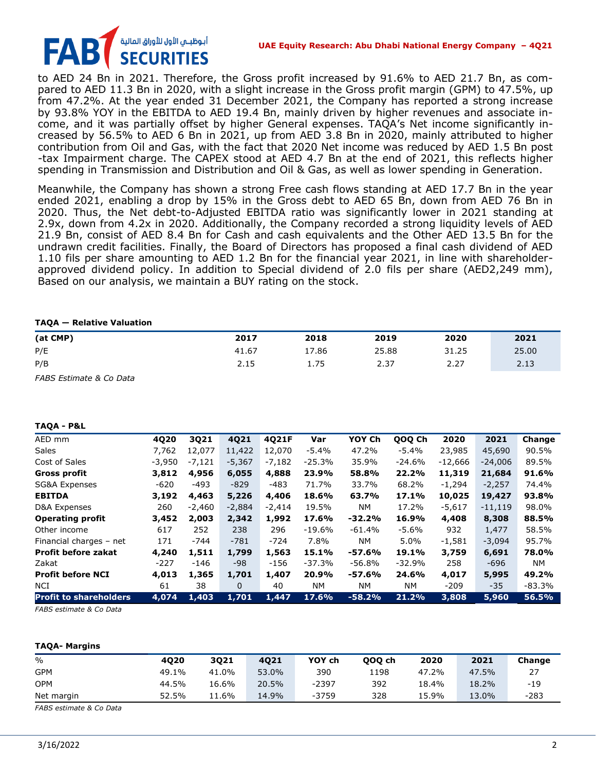to AED 24 Bn in 2021. Therefore, the Gross profit increased by 91.6% to AED 21.7 Bn, as compared to AED 11.3 Bn in 2020, with a slight increase in the Gross profit margin (GPM) to 47.5%, up from 47.2%. At the year ended 31 December 2021, the Company has reported a strong increase by 93.8% YOY in the EBITDA to AED 19.4 Bn, mainly driven by higher revenues and associate income, and it was partially offset by higher General expenses. TAQA's Net income significantly increased by 56.5% to AED 6 Bn in 2021, up from AED 3.8 Bn in 2020, mainly attributed to higher contribution from Oil and Gas, with the fact that 2020 Net income was reduced by AED 1.5 Bn post -tax Impairment charge. The CAPEX stood at AED 4.7 Bn at the end of 2021, this reflects higher spending in Transmission and Distribution and Oil & Gas, as well as lower spending in Generation.

Meanwhile, the Company has shown a strong Free cash flows standing at AED 17.7 Bn in the year ended 2021, enabling a drop by 15% in the Gross debt to AED 65 Bn, down from AED 76 Bn in 2020. Thus, the Net debt-to-Adjusted EBITDA ratio was significantly lower in 2021 standing at 2.9x, down from 4.2x in 2020. Additionally, the Company recorded a strong liquidity levels of AED 21.9 Bn, consist of AED 8.4 Bn for Cash and cash equivalents and the Other AED 13.5 Bn for the undrawn credit facilities. Finally, the Board of Directors has proposed a final cash dividend of AED 1.10 fils per share amounting to AED 1.2 Bn for the financial year 2021, in line with shareholder-approved dividend policy. In addition to Special dividend of 2.0 fils per share (AED2,249 mm), Based on our analysis, we maintain a BUY rating on the stock.

**TAQA — Relative Valuation**

| (at CMP) | 2017 | 2018 | 2019 | 2020 | 2021 |
|---|---|---|---|---|---|
| P/E | 41.67 | 17.86 | 25.88 | 31.25 | 25.00 |
| P/B | 2.15 | 1.75 | 2.37 | 2.27 | 2.13 |

*FABS Estimate & Co Data*

**TAQA - P&L**

| AED mm | 4Q20 | 3Q21 | 4Q21 | 4Q21F | Var | YOY Ch | QOQ Ch | 2020 | 2021 | Change |
|---|---|---|---|---|---|---|---|---|---|---|
| Sales | 7,762 | 12,077 | 11,422 | 12,070 | -5.4% | 47.2% | -5.4% | 23,985 | 45,690 | 90.5% |
| Cost of Sales | -3,950 | -7,121 | -5,367 | -7,182 | -25.3% | 35.9% | -24.6% | -12,666 | -24,006 | 89.5% |
| **Gross profit** | **3,812** | **4,956** | **6,055** | **4,888** | **23.9%** | **58.8%** | **22.2%** | **11,319** | **21,684** | **91.6%** |
| SG&A Expenses | -620 | -493 | -829 | -483 | 71.7% | 33.7% | 68.2% | -1,294 | -2,257 | 74.4% |
| **EBITDA** | **3,192** | **4,463** | **5,226** | **4,406** | **18.6%** | **63.7%** | **17.1%** | **10,025** | **19,427** | **93.8%** |
| D&A Expenses | 260 | -2,460 | -2,884 | -2,414 | 19.5% | NM | 17.2% | -5,617 | -11,119 | 98.0% |
| **Operating profit** | **3,452** | **2,003** | **2,342** | **1,992** | **17.6%** | **-32.2%** | **16.9%** | **4,408** | **8,308** | **88.5%** |
| Other income | 617 | 252 | 238 | 296 | -19.6% | -61.4% | -5.6% | 932 | 1,477 | 58.5% |
| Financial charges – net | 171 | -744 | -781 | -724 | 7.8% | NM | 5.0% | -1,581 | -3,094 | 95.7% |
| **Profit before zakat** | **4,240** | **1,511** | **1,799** | **1,563** | **15.1%** | **-57.6%** | **19.1%** | **3,759** | **6,691** | **78.0%** |
| Zakat | -227 | -146 | -98 | -156 | -37.3% | -56.8% | -32.9% | 258 | -696 | NM |
| **Profit before NCI** | **4,013** | **1,365** | **1,701** | **1,407** | **20.9%** | **-57.6%** | **24.6%** | **4,017** | **5,995** | **49.2%** |
| NCI | 61 | 38 | 0 | 40 | NM | NM | NM | -209 | -35 | -83.3% |
| **Profit to shareholders** | **4,074** | **1,403** | **1,701** | **1,447** | **17.6%** | **-58.2%** | **21.2%** | **3,808** | **5,960** | **56.5%** |

*FABS estimate & Co Data*

**TAQA- Margins**

| % | 4Q20 | 3Q21 | 4Q21 | YOY ch | QOQ ch | 2020 | 2021 | Change |
|---|---|---|---|---|---|---|---|---|
| GPM | 49.1% | 41.0% | 53.0% | 390 | 1198 | 47.2% | 47.5% | 27 |
| OPM | 44.5% | 16.6% | 20.5% | -2397 | 392 | 18.4% | 18.2% | -19 |
| Net margin | 52.5% | 11.6% | 14.9% | -3759 | 328 | 15.9% | 13.0% | -283 |

*FABS estimate & Co Data*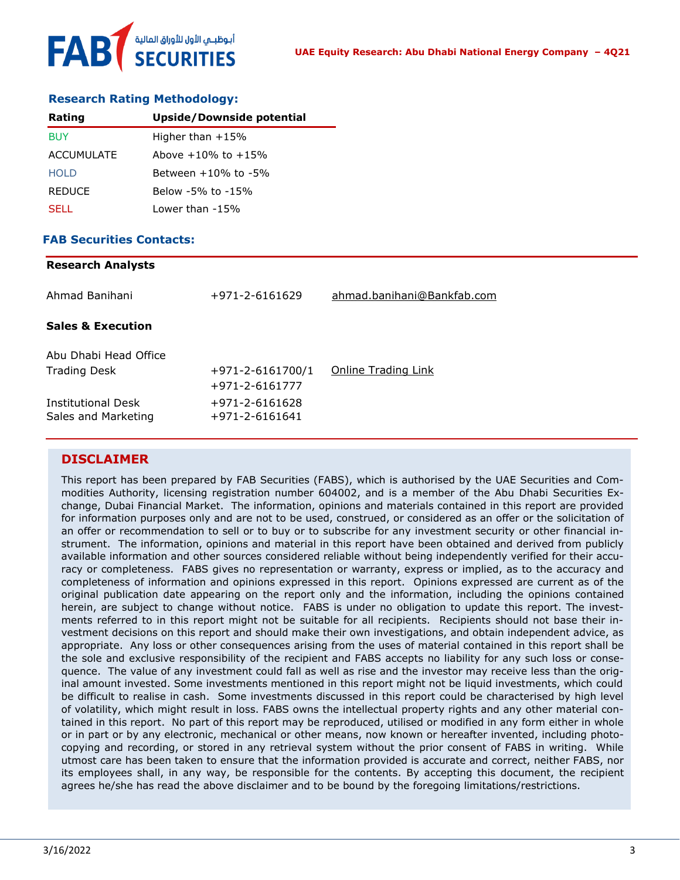## Research Rating Methodology:

| Rating | Upside/Downside potential |
|---|---|
| BUY | Higher than +15% |
| ACCUMULATE | Above +10% to +15% |
| HOLD | Between +10% to -5% |
| REDUCE | Below -5% to -15% |
| SELL | Lower than -15% |

## FAB Securities Contacts:

**Research Analysts**

| | | |
|---|---|---|
| Ahmad Banihani | +971-2-6161629 | ahmad.banihani@Bankfab.com |

**Sales & Execution**

| | | |
|---|---|---|
| Abu Dhabi Head Office | | |
| Trading Desk | +971-2-6161700/1<br>+971-2-6161777 | Online Trading Link |
| Institutional Desk | +971-2-6161628 | |
| Sales and Marketing | +971-2-6161641 | |

## DISCLAIMER

This report has been prepared by FAB Securities (FABS), which is authorised by the UAE Securities and Commodities Authority, licensing registration number 604002, and is a member of the Abu Dhabi Securities Exchange, Dubai Financial Market. The information, opinions and materials contained in this report are provided for information purposes only and are not to be used, construed, or considered as an offer or the solicitation of an offer or recommendation to sell or to buy or to subscribe for any investment security or other financial instrument. The information, opinions and material in this report have been obtained and derived from publicly available information and other sources considered reliable without being independently verified for their accuracy or completeness. FABS gives no representation or warranty, express or implied, as to the accuracy and completeness of information and opinions expressed in this report. Opinions expressed are current as of the original publication date appearing on the report only and the information, including the opinions contained herein, are subject to change without notice. FABS is under no obligation to update this report. The investments referred to in this report might not be suitable for all recipients. Recipients should not base their investment decisions on this report and should make their own investigations, and obtain independent advice, as appropriate. Any loss or other consequences arising from the uses of material contained in this report shall be the sole and exclusive responsibility of the recipient and FABS accepts no liability for any such loss or consequence. The value of any investment could fall as well as rise and the investor may receive less than the original amount invested. Some investments mentioned in this report might not be liquid investments, which could be difficult to realise in cash. Some investments discussed in this report could be characterised by high level of volatility, which might result in loss. FABS owns the intellectual property rights and any other material contained in this report. No part of this report may be reproduced, utilised or modified in any form either in whole or in part or by any electronic, mechanical or other means, now known or hereafter invented, including photocopying and recording, or stored in any retrieval system without the prior consent of FABS in writing. While utmost care has been taken to ensure that the information provided is accurate and correct, neither FABS, nor its employees shall, in any way, be responsible for the contents. By accepting this document, the recipient agrees he/she has read the above disclaimer and to be bound by the foregoing limitations/restrictions.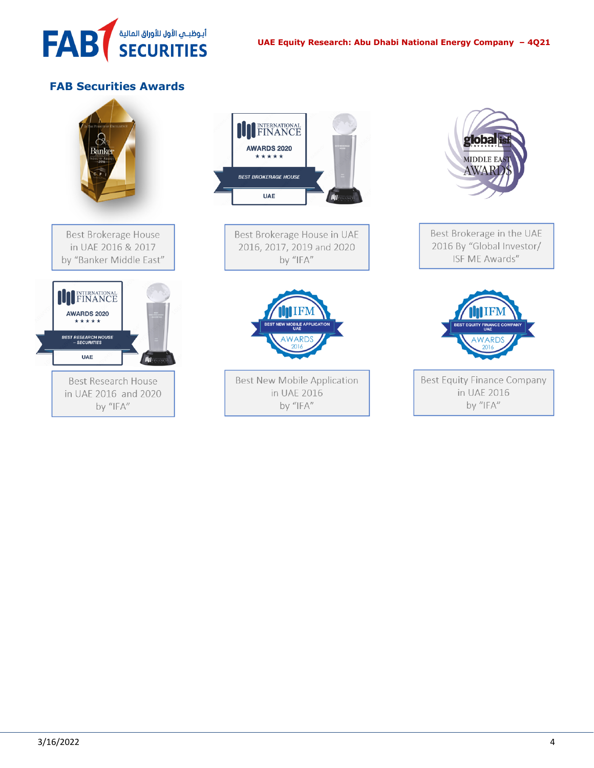## FAB Securities Awards

Best Brokerage House in UAE 2016 & 2017 by "Banker Middle East"

Best Brokerage House in UAE 2016, 2017, 2019 and 2020 by "IFA"

Best Brokerage in the UAE 2016 By "Global Investor/ ISF ME Awards"

Best Research House in UAE 2016 and 2020 by "IFA"

Best New Mobile Application in UAE 2016 by "IFA"

Best Equity Finance Company in UAE 2016 by "IFA"